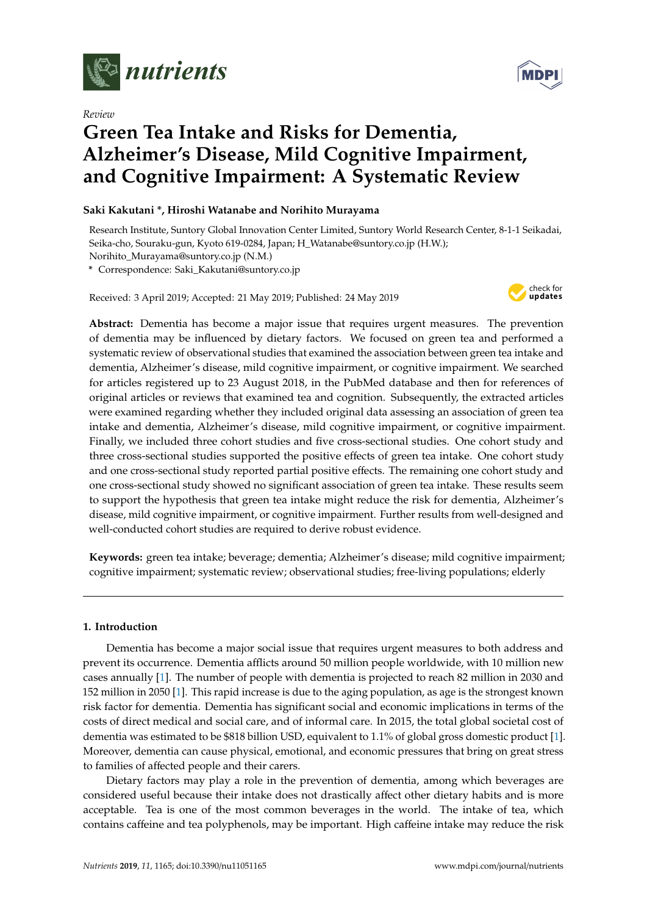*Review*

# Green Tea Intake and Risks for Dementia, Alzheimer's Disease, Mild Cognitive Impairment, and Cognitive Impairment: A Systematic Review

**Saki Kakutani \*, Hiroshi Watanabe and Norihito Murayama**

Research Institute, Suntory Global Innovation Center Limited, Suntory World Research Center, 8-1-1 Seikadai, Seika-cho, Souraku-gun, Kyoto 619-0284, Japan; H_Watanabe@suntory.co.jp (H.W.); Norihito_Murayama@suntory.co.jp (N.M.)

\* Correspondence: Saki_Kakutani@suntory.co.jp

Received: 3 April 2019; Accepted: 21 May 2019; Published: 24 May 2019

**Abstract:** Dementia has become a major issue that requires urgent measures. The prevention of dementia may be influenced by dietary factors. We focused on green tea and performed a systematic review of observational studies that examined the association between green tea intake and dementia, Alzheimer's disease, mild cognitive impairment, or cognitive impairment. We searched for articles registered up to 23 August 2018, in the PubMed database and then for references of original articles or reviews that examined tea and cognition. Subsequently, the extracted articles were examined regarding whether they included original data assessing an association of green tea intake and dementia, Alzheimer's disease, mild cognitive impairment, or cognitive impairment. Finally, we included three cohort studies and five cross-sectional studies. One cohort study and three cross-sectional studies supported the positive effects of green tea intake. One cohort study and one cross-sectional study reported partial positive effects. The remaining one cohort study and one cross-sectional study showed no significant association of green tea intake. These results seem to support the hypothesis that green tea intake might reduce the risk for dementia, Alzheimer's disease, mild cognitive impairment, or cognitive impairment. Further results from well-designed and well-conducted cohort studies are required to derive robust evidence.

**Keywords:** green tea intake; beverage; dementia; Alzheimer's disease; mild cognitive impairment; cognitive impairment; systematic review; observational studies; free-living populations; elderly

## 1. Introduction

Dementia has become a major social issue that requires urgent measures to both address and prevent its occurrence. Dementia afflicts around 50 million people worldwide, with 10 million new cases annually [1]. The number of people with dementia is projected to reach 82 million in 2030 and 152 million in 2050 [1]. This rapid increase is due to the aging population, as age is the strongest known risk factor for dementia. Dementia has significant social and economic implications in terms of the costs of direct medical and social care, and of informal care. In 2015, the total global societal cost of dementia was estimated to be $818 billion USD, equivalent to 1.1% of global gross domestic product [1]. Moreover, dementia can cause physical, emotional, and economic pressures that bring on great stress to families of affected people and their carers.

Dietary factors may play a role in the prevention of dementia, among which beverages are considered useful because their intake does not drastically affect other dietary habits and is more acceptable. Tea is one of the most common beverages in the world. The intake of tea, which contains caffeine and tea polyphenols, may be important. High caffeine intake may reduce the risk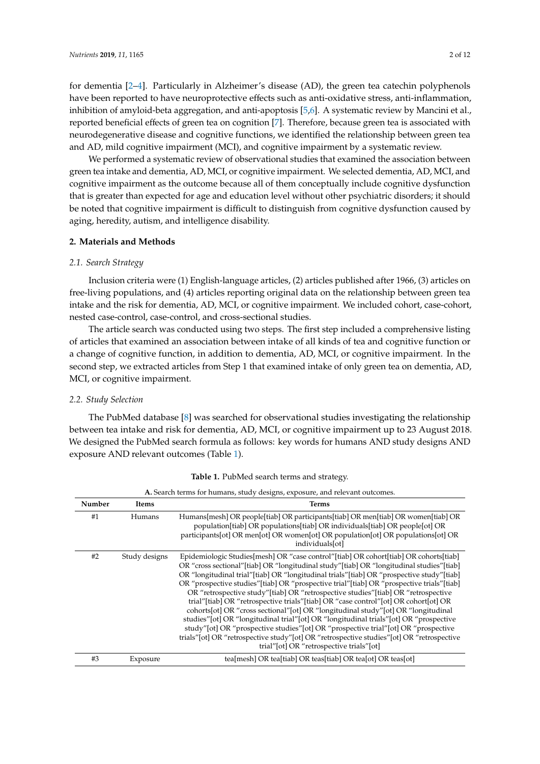for dementia [2–4]. Particularly in Alzheimer's disease (AD), the green tea catechin polyphenols have been reported to have neuroprotective effects such as anti-oxidative stress, anti-inflammation, inhibition of amyloid-beta aggregation, and anti-apoptosis [5,6]. A systematic review by Mancini et al., reported beneficial effects of green tea on cognition [7]. Therefore, because green tea is associated with neurodegenerative disease and cognitive functions, we identified the relationship between green tea and AD, mild cognitive impairment (MCI), and cognitive impairment by a systematic review.

We performed a systematic review of observational studies that examined the association between green tea intake and dementia, AD, MCI, or cognitive impairment. We selected dementia, AD, MCI, and cognitive impairment as the outcome because all of them conceptually include cognitive dysfunction that is greater than expected for age and education level without other psychiatric disorders; it should be noted that cognitive impairment is difficult to distinguish from cognitive dysfunction caused by aging, heredity, autism, and intelligence disability.

## 2. Materials and Methods

### 2.1. Search Strategy

Inclusion criteria were (1) English-language articles, (2) articles published after 1966, (3) articles on free-living populations, and (4) articles reporting original data on the relationship between green tea intake and the risk for dementia, AD, MCI, or cognitive impairment. We included cohort, case-cohort, nested case-control, case-control, and cross-sectional studies.

The article search was conducted using two steps. The first step included a comprehensive listing of articles that examined an association between intake of all kinds of tea and cognitive function or a change of cognitive function, in addition to dementia, AD, MCI, or cognitive impairment. In the second step, we extracted articles from Step 1 that examined intake of only green tea on dementia, AD, MCI, or cognitive impairment.

### 2.2. Study Selection

The PubMed database [8] was searched for observational studies investigating the relationship between tea intake and risk for dementia, AD, MCI, or cognitive impairment up to 23 August 2018. We designed the PubMed search formula as follows: key words for humans AND study designs AND exposure AND relevant outcomes (Table 1).

**Table 1.** PubMed search terms and strategy.

**A.** Search terms for humans, study designs, exposure, and relevant outcomes.

| Number | Items | Terms |
|---|---|---|
| #1 | Humans | Humans[mesh] OR people[tiab] OR participants[tiab] OR men[tiab] OR women[tiab] OR population[tiab] OR populations[tiab] OR individuals[tiab] OR people[ot] OR participants[ot] OR men[ot] OR women[ot] OR population[ot] OR populations[ot] OR individuals[ot] |
| #2 | Study designs | Epidemiologic Studies[mesh] OR "case control"[tiab] OR cohort[tiab] OR cohorts[tiab] OR "cross sectional"[tiab] OR "longitudinal study"[tiab] OR "longitudinal studies"[tiab] OR "longitudinal trial"[tiab] OR "longitudinal trials"[tiab] OR "prospective study"[tiab] OR "prospective studies"[tiab] OR "prospective trial"[tiab] OR "prospective trials"[tiab] OR "retrospective study"[tiab] OR "retrospective studies"[tiab] OR "retrospective trial"[tiab] OR "retrospective trials"[tiab] OR "case control"[ot] OR cohort[ot] OR cohorts[ot] OR "cross sectional"[ot] OR "longitudinal study"[ot] OR "longitudinal studies"[ot] OR "longitudinal trial"[ot] OR "longitudinal trials"[ot] OR "prospective study"[ot] OR "prospective studies"[ot] OR "prospective trial"[ot] OR "prospective trials"[ot] OR "retrospective study"[ot] OR "retrospective studies"[ot] OR "retrospective trial"[ot] OR "retrospective trials"[ot] |
| #3 | Exposure | tea[mesh] OR tea[tiab] OR teas[tiab] OR tea[ot] OR teas[ot] |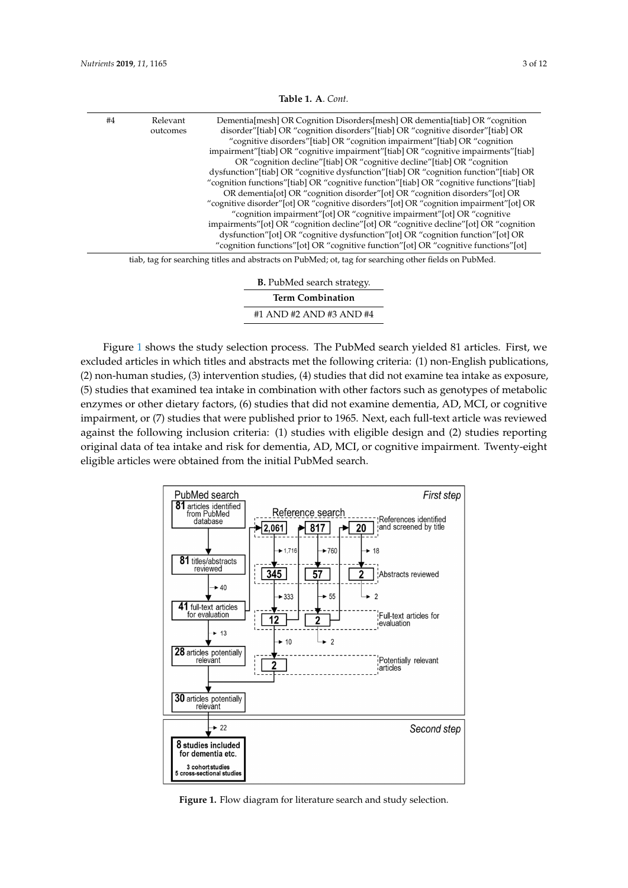**Table 1. A**. *Cont.*

| | | |
|---|---|---|
| #4 | Relevant outcomes | Dementia[mesh] OR Cognition Disorders[mesh] OR dementia[tiab] OR "cognition disorder"[tiab] OR "cognition disorders"[tiab] OR "cognitive disorder"[tiab] OR "cognitive disorders"[tiab] OR "cognition impairment"[tiab] OR "cognition impairment"[tiab] OR "cognitive impairment"[tiab] OR "cognitive impairments"[tiab] OR "cognition decline"[tiab] OR "cognitive decline"[tiab] OR "cognition dysfunction"[tiab] OR "cognitive dysfunction"[tiab] OR "cognition function"[tiab] OR "cognition functions"[tiab] OR "cognitive function"[tiab] OR "cognitive functions"[tiab] OR dementia[ot] OR "cognition disorder"[ot] OR "cognition disorders"[ot] OR "cognitive disorder"[ot] OR "cognitive disorders"[ot] OR "cognition impairment"[ot] OR "cognition impairment"[ot] OR "cognitive impairment"[ot] OR "cognitive impairments"[ot] OR "cognition decline"[ot] OR "cognitive decline"[ot] OR "cognition dysfunction"[ot] OR "cognitive dysfunction"[ot] OR "cognition function"[ot] OR "cognition functions"[ot] OR "cognitive function"[ot] OR "cognitive functions"[ot] |

tiab, tag for searching titles and abstracts on PubMed; ot, tag for searching other fields on PubMed.

**B.** PubMed search strategy.

| Term Combination |
|---|
| #1 AND #2 AND #3 AND #4 |

Figure 1 shows the study selection process. The PubMed search yielded 81 articles. First, we excluded articles in which titles and abstracts met the following criteria: (1) non-English publications, (2) non-human studies, (3) intervention studies, (4) studies that did not examine tea intake as exposure, (5) studies that examined tea intake in combination with other factors such as genotypes of metabolic enzymes or other dietary factors, (6) studies that did not examine dementia, AD, MCI, or cognitive impairment, or (7) studies that were published prior to 1965. Next, each full-text article was reviewed against the following inclusion criteria: (1) studies with eligible design and (2) studies reporting original data of tea intake and risk for dementia, AD, MCI, or cognitive impairment. Twenty-eight eligible articles were obtained from the initial PubMed search.

**Figure 1.** Flow diagram for literature search and study selection.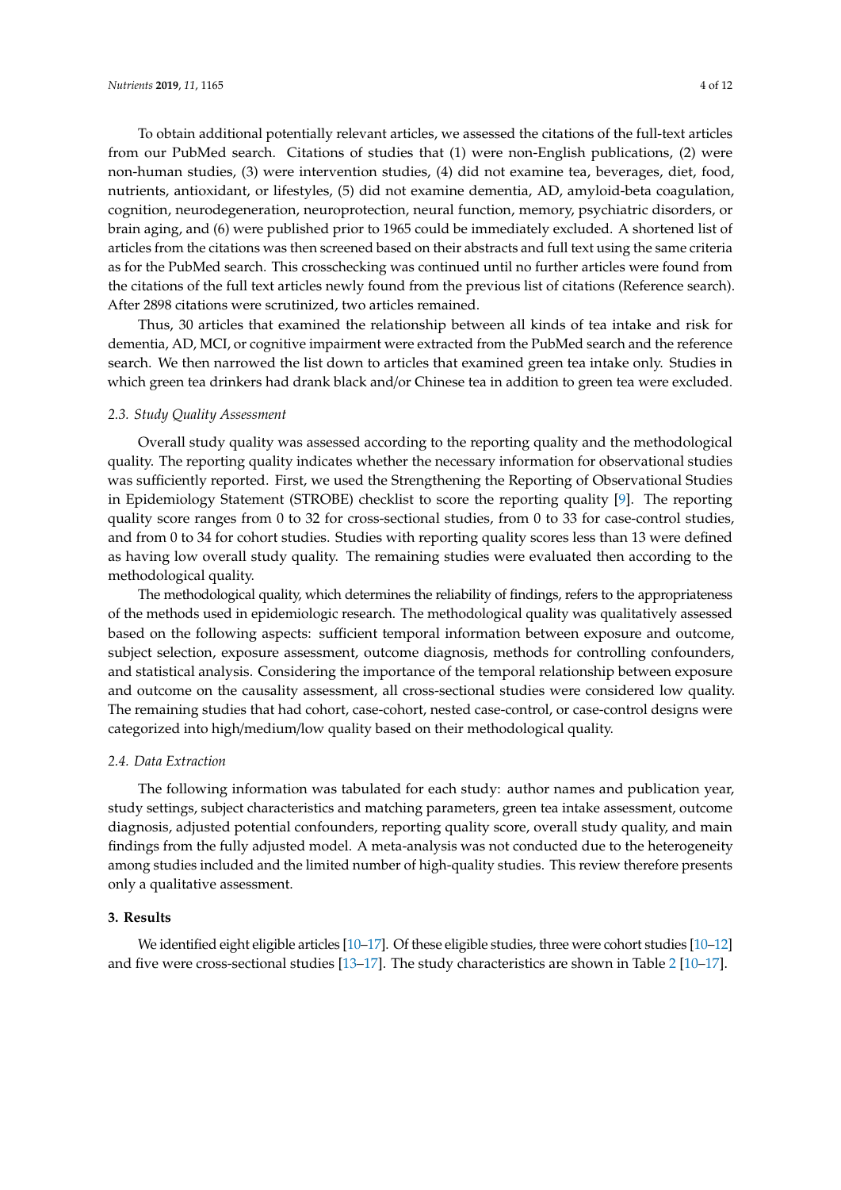To obtain additional potentially relevant articles, we assessed the citations of the full-text articles from our PubMed search. Citations of studies that (1) were non-English publications, (2) were non-human studies, (3) were intervention studies, (4) did not examine tea, beverages, diet, food, nutrients, antioxidant, or lifestyles, (5) did not examine dementia, AD, amyloid-beta coagulation, cognition, neurodegeneration, neuroprotection, neural function, memory, psychiatric disorders, or brain aging, and (6) were published prior to 1965 could be immediately excluded. A shortened list of articles from the citations was then screened based on their abstracts and full text using the same criteria as for the PubMed search. This crosschecking was continued until no further articles were found from the citations of the full text articles newly found from the previous list of citations (Reference search). After 2898 citations were scrutinized, two articles remained.

Thus, 30 articles that examined the relationship between all kinds of tea intake and risk for dementia, AD, MCI, or cognitive impairment were extracted from the PubMed search and the reference search. We then narrowed the list down to articles that examined green tea intake only. Studies in which green tea drinkers had drank black and/or Chinese tea in addition to green tea were excluded.

### *2.3. Study Quality Assessment*

Overall study quality was assessed according to the reporting quality and the methodological quality. The reporting quality indicates whether the necessary information for observational studies was sufficiently reported. First, we used the Strengthening the Reporting of Observational Studies in Epidemiology Statement (STROBE) checklist to score the reporting quality [9]. The reporting quality score ranges from 0 to 32 for cross-sectional studies, from 0 to 33 for case-control studies, and from 0 to 34 for cohort studies. Studies with reporting quality scores less than 13 were defined as having low overall study quality. The remaining studies were evaluated then according to the methodological quality.

The methodological quality, which determines the reliability of findings, refers to the appropriateness of the methods used in epidemiologic research. The methodological quality was qualitatively assessed based on the following aspects: sufficient temporal information between exposure and outcome, subject selection, exposure assessment, outcome diagnosis, methods for controlling confounders, and statistical analysis. Considering the importance of the temporal relationship between exposure and outcome on the causality assessment, all cross-sectional studies were considered low quality. The remaining studies that had cohort, case-cohort, nested case-control, or case-control designs were categorized into high/medium/low quality based on their methodological quality.

### *2.4. Data Extraction*

The following information was tabulated for each study: author names and publication year, study settings, subject characteristics and matching parameters, green tea intake assessment, outcome diagnosis, adjusted potential confounders, reporting quality score, overall study quality, and main findings from the fully adjusted model. A meta-analysis was not conducted due to the heterogeneity among studies included and the limited number of high-quality studies. This review therefore presents only a qualitative assessment.

## **3. Results**

We identified eight eligible articles [10–17]. Of these eligible studies, three were cohort studies [10–12] and five were cross-sectional studies [13–17]. The study characteristics are shown in Table 2 [10–17].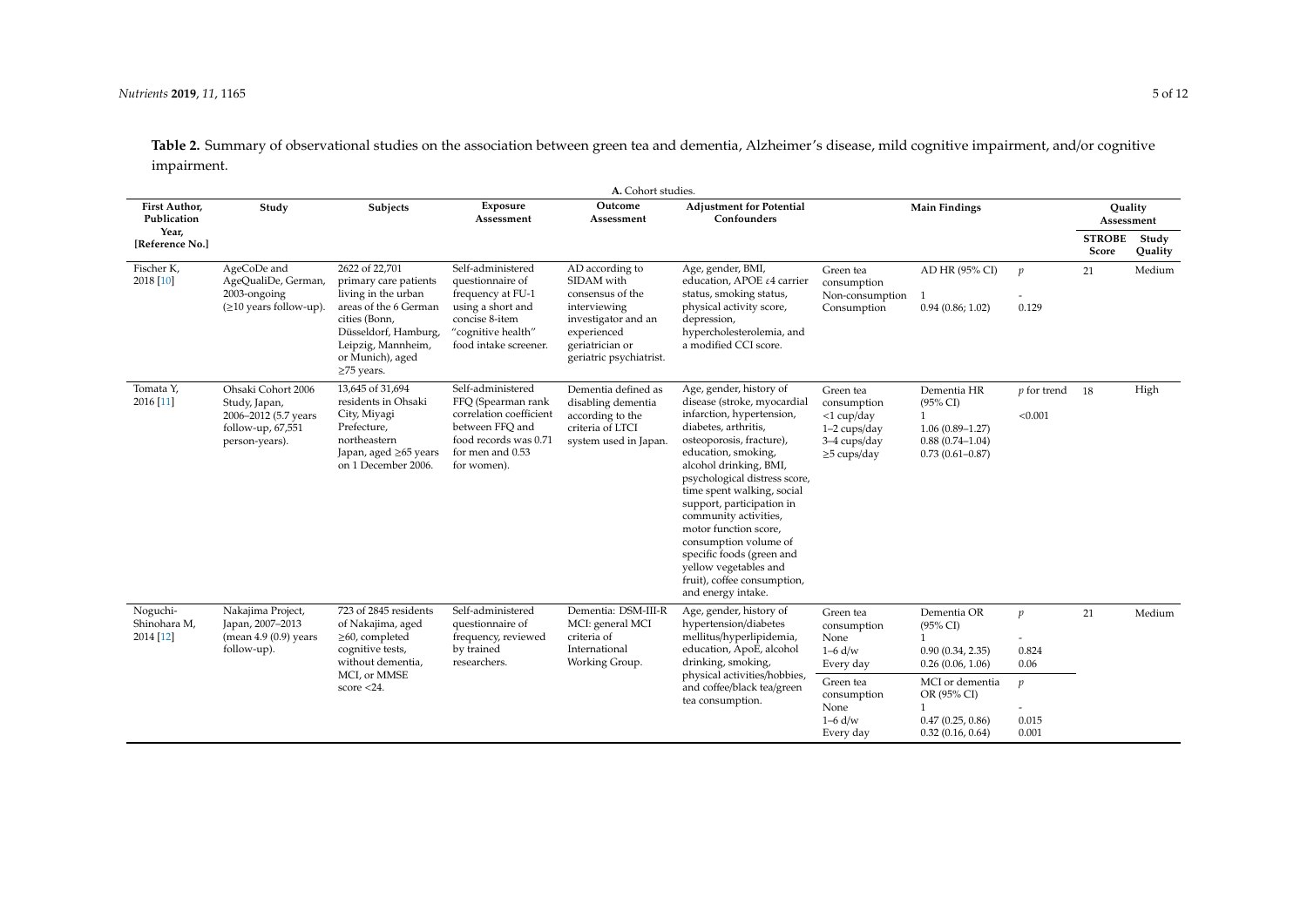**Table 2.** Summary of observational studies on the association between green tea and dementia, Alzheimer's disease, mild cognitive impairment, and/or cognitive impairment.

**A.** Cohort studies.

| First Author, Publication Year, [Reference No.] | Study | Subjects | Exposure Assessment | Outcome Assessment | Adjustment for Potential Confounders | Main Findings | | | Quality Assessment | |
|---|---|---|---|---|---|---|---|---|---|---|
| | | | | | | | | | STROBE Score | Study Quality |
| Fischer K, 2018 [10] | AgeCoDe and AgeQualiDe, German, 2003–ongoing (≥10 years follow-up). | 2622 of 22,701 primary care patients living in the urban areas of the 6 German cities (Bonn, Düsseldorf, Hamburg, Leipzig, Mannheim, or Munich), aged ≥75 years. | Self-administered questionnaire of frequency at FU-1 using a short and concise 8-item "cognitive health" food intake screener. | AD according to SIDAM with consensus of the interviewing investigator and an experienced geriatrician or geriatric psychiatrist. | Age, gender, BMI, education, APOE ε4 carrier status, smoking status, physical activity score, depression, hypercholesterolemia, and a modified CCI score. | Green tea consumption<br>Non-consumption<br>Consumption | AD HR (95% CI)<br>1<br>0.94 (0.86; 1.02) | $p$<br>-<br>0.129 | 21 | Medium |
| Tomata Y, 2016 [11] | Ohsaki Cohort 2006 Study, Japan, 2006–2012 (5.7 years follow-up, 67,551 person-years). | 13,645 of 31,694 residents in Ohsaki City, Miyagi Prefecture, northeastern Japan, aged ≥65 years on 1 December 2006. | Self-administered FFQ (Spearman rank correlation coefficient between FFQ and food records was 0.71 for men and 0.53 for women). | Dementia defined as disabling dementia according to the criteria of LTCI system used in Japan. | Age, gender, history of disease (stroke, myocardial infarction, hypertension, diabetes, arthritis, osteoporosis, fracture), education, smoking, alcohol drinking, BMI, psychological distress score, time spent walking, social support, participation in community activities, motor function score, consumption volume of specific foods (green and yellow vegetables and fruit), coffee consumption, and energy intake. | Green tea consumption<br><1 cup/day<br>1–2 cups/day<br>3–4 cups/day<br>≥5 cups/day | Dementia HR (95% CI)<br>1<br>1.06 (0.89–1.27)<br>0.88 (0.74–1.04)<br>0.73 (0.61–0.87) | $p$ for trend<br><0.001 | 18 | High |
| Noguchi-Shinohara M, 2014 [12] | Nakajima Project, Japan, 2007–2013 (mean 4.9 (0.9) years follow-up). | 723 of 2845 residents of Nakajima, aged ≥60, completed cognitive tests, without dementia, MCI, or MMSE score <24. | Self-administered questionnaire of frequency, reviewed by trained researchers. | Dementia: DSM-III-R MCI: general MCI criteria of International Working Group. | Age, gender, history of hypertension/diabetes mellitus/hyperlipidemia, education, ApoE, alcohol drinking, smoking, physical activities/hobbies, and coffee/black tea/green tea consumption. | Green tea consumption<br>None<br>1–6 d/w<br>Every day | Dementia OR (95% CI)<br>1<br>0.90 (0.34, 2.35)<br>0.26 (0.06, 1.06) | $p$<br>-<br>0.824<br>0.06 | 21 | Medium |
| | | | | | | Green tea consumption<br>None<br>1–6 d/w<br>Every day | MCI or dementia OR (95% CI)<br>1<br>0.47 (0.25, 0.86)<br>0.32 (0.16, 0.64) | $p$<br>-<br>0.015<br>0.001 | | |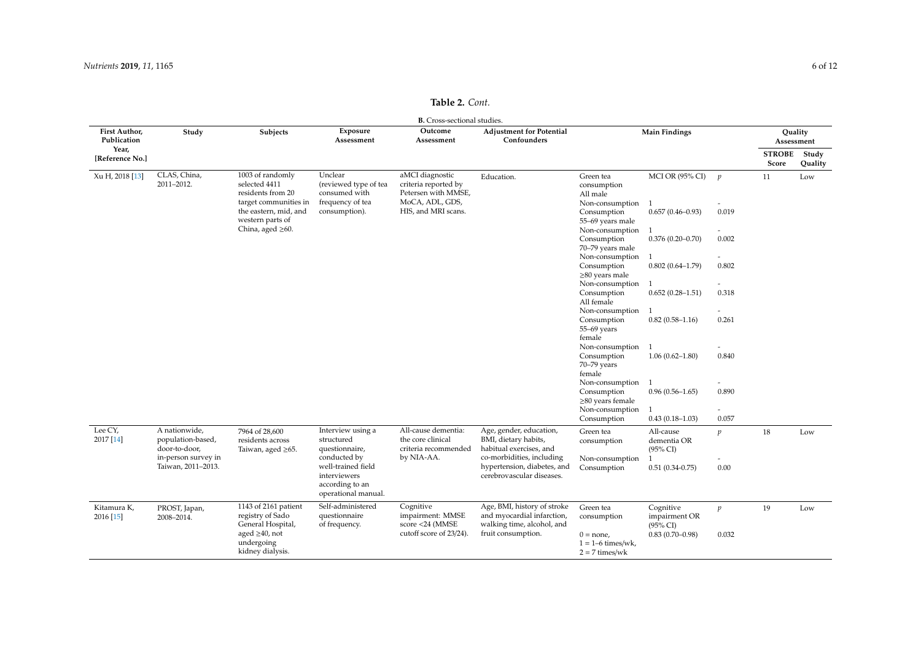**Table 2.** *Cont.*

**B.** Cross-sectional studies.

| First Author, Publication Year, [Reference No.] | Study | Subjects | Exposure Assessment | Outcome Assessment | Adjustment for Potential Confounders | Main Findings | | | Quality Assessment | |
|---|---|---|---|---|---|---|---|---|---|---|
| | | | | | | | | | STROBE Score | Study Quality |
| Xu H, 2018 [13] | CLAS, China, 2011–2012. | 1003 of randomly selected 4411 residents from 20 target communities in the eastern, mid, and western parts of China, aged ≥60. | Unclear (reviewed type of tea consumed with frequency of tea consumption). | aMCI diagnostic criteria reported by Petersen with MMSE, MoCA, ADL, GDS, HIS, and MRI scans. | Education. | Green tea consumption | MCI OR (95% CI) | $p$ | 11 | Low |
| | | | | | | All male | | | | |
| | | | | | | Non-consumption | 1 | - | | |
| | | | | | | Consumption | 0.657 (0.46–0.93) | 0.019 | | |
| | | | | | | 55–69 years male | | | | |
| | | | | | | Non-consumption | 1 | - | | |
| | | | | | | Consumption | 0.376 (0.20–0.70) | 0.002 | | |
| | | | | | | 70–79 years male | | | | |
| | | | | | | Non-consumption | 1 | - | | |
| | | | | | | Consumption | 0.802 (0.64–1.79) | 0.802 | | |
| | | | | | | ≥80 years male | | | | |
| | | | | | | Non-consumption | 1 | - | | |
| | | | | | | Consumption | 0.652 (0.28–1.51) | 0.318 | | |
| | | | | | | All female | | | | |
| | | | | | | Non-consumption | 1 | - | | |
| | | | | | | Consumption | 0.82 (0.58–1.16) | 0.261 | | |
| | | | | | | 55–69 years female | | | | |
| | | | | | | Non-consumption | 1 | - | | |
| | | | | | | Consumption | 1.06 (0.62–1.80) | 0.840 | | |
| | | | | | | 70–79 years female | | | | |
| | | | | | | Non-consumption | 1 | - | | |
| | | | | | | Consumption | 0.96 (0.56–1.65) | 0.890 | | |
| | | | | | | ≥80 years female | | | | |
| | | | | | | Non-consumption | 1 | - | | |
| | | | | | | Consumption | 0.43 (0.18–1.03) | 0.057 | | |
| Lee CY, 2017 [14] | A nationwide, population-based, door-to-door, in-person survey in Taiwan, 2011–2013. | 7964 of 28,600 residents across Taiwan, aged ≥65. | Interview using a structured questionnaire, conducted by well-trained field interviewers according to an operational manual. | All-cause dementia: the core clinical criteria recommended by NIA-AA. | Age, gender, education, BMI, dietary habits, habitual exercises, and co-morbidities, including hypertension, diabetes, and cerebrovascular diseases. | Green tea consumption | All-cause dementia OR (95% CI) | $p$ | 18 | Low |
| | | | | | | Non-consumption | 1 | - | | |
| | | | | | | Consumption | 0.51 (0.34-0.75) | 0.00 | | |
| Kitamura K, 2016 [15] | PROST, Japan, 2008–2014. | 1143 of 2161 patient registry of Sado General Hospital, aged ≥40, not undergoing kidney dialysis. | Self-administered questionnaire of frequency. | Cognitive impairment: MMSE score <24 (MMSE cutoff score of 23/24). | Age, BMI, history of stroke and myocardial infarction, walking time, alcohol, and fruit consumption. | Green tea consumption | Cognitive impairment OR (95% CI) | $p$ | 19 | Low |
| | | | | | | 0 = none, 1 = 1–6 times/wk, 2 = 7 times/wk | 0.83 (0.70–0.98) | 0.032 | | |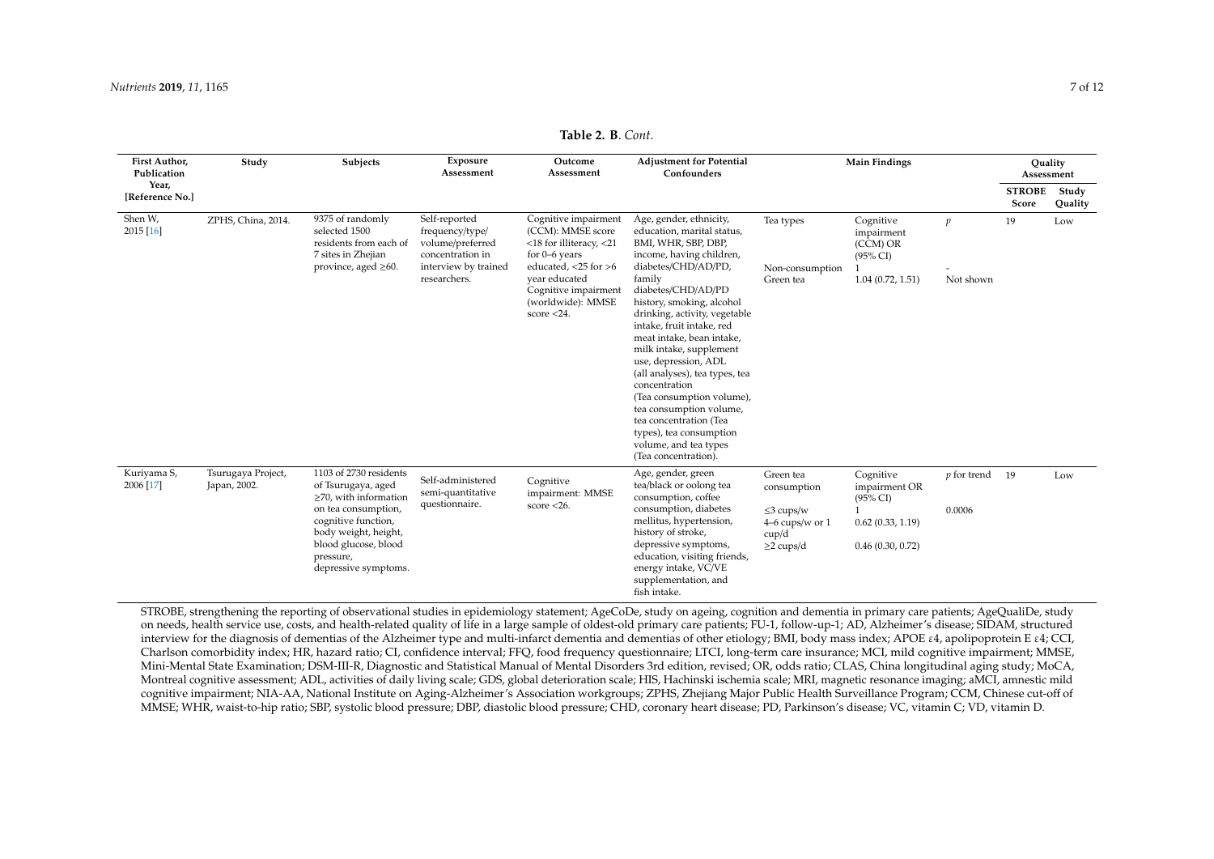**Table 2. B**. *Cont.*

| First Author, Publication Year, [Reference No.] | Study | Subjects | Exposure Assessment | Outcome Assessment | Adjustment for Potential Confounders | Main Findings | | | Quality Assessment | |
|---|---|---|---|---|---|---|---|---|---|---|
| | | | | | | | | | STROBE Score | Study Quality |
| Shen W, 2015 [16] | ZPHS, China, 2014. | 9375 of randomly selected 1500 residents from each of 7 sites in Zhejian province, aged ≥60. | Self-reported frequency/type/ volume/preferred concentration in interview by trained researchers. | Cognitive impairment (CCM): MMSE score <18 for illiteracy, <21 for 0–6 years educated, <25 for >6 year educated Cognitive impairment (worldwide): MMSE score <24. | Age, gender, ethnicity, education, marital status, BMI, WHR, SBP, DBP, income, having children, diabetes/CHD/AD/PD, family diabetes/CHD/AD/PD history, smoking, alcohol drinking, activity, vegetable intake, fruit intake, red meat intake, bean intake, milk intake, supplement use, depression, ADL (all analyses), tea types, tea concentration (Tea consumption volume), tea consumption volume, tea concentration (Tea types), tea consumption volume, and tea types (Tea concentration). | Tea types<br><br>Non-consumption<br>Green tea | Cognitive impairment (CCM) OR (95% CI)<br>1<br>1.04 (0.72, 1.51) | *p*<br><br>-<br>Not shown | 19 | Low |
| Kuriyama S, 2006 [17] | Tsurugaya Project, Japan, 2002. | 1103 of 2730 residents of Tsurugaya, aged ≥70, with information on tea consumption, cognitive function, body weight, height, blood glucose, blood pressure, depressive symptoms. | Self-administered semi-quantitative questionnaire. | Cognitive impairment: MMSE score <26. | Age, gender, green tea/black or oolong tea consumption, coffee consumption, diabetes mellitus, hypertension, history of stroke, depressive symptoms, education, visiting friends, energy intake, VC/VE supplementation, and fish intake. | Green tea consumption<br><br>≤3 cups/w<br>4–6 cups/w or 1 cup/d<br>≥2 cups/d | Cognitive impairment OR (95% CI)<br>1<br>0.62 (0.33, 1.19)<br><br>0.46 (0.30, 0.72) | *p* for trend<br><br>0.0006 | 19 | Low |

STROBE, strengthening the reporting of observational studies in epidemiology statement; AgeCoDe, study on ageing, cognition and dementia in primary care patients; AgeQualiDe, study on needs, health service use, costs, and health-related quality of life in a large sample of oldest-old primary care patients; FU-1, follow-up-1; AD, Alzheimer's disease; SIDAM, structured interview for the diagnosis of dementias of the Alzheimer type and multi-infarct dementia and dementias of other etiology; BMI, body mass index; APOE ε4, apolipoprotein E ε4; CCI, Charlson comorbidity index; HR, hazard ratio; CI, confidence interval; FFQ, food frequency questionnaire; LTCI, long-term care insurance; MCI, mild cognitive impairment; MMSE, Mini-Mental State Examination; DSM-III-R, Diagnostic and Statistical Manual of Mental Disorders 3rd edition, revised; OR, odds ratio; CLAS, China longitudinal aging study; MoCA, Montreal cognitive assessment; ADL, activities of daily living scale; GDS, global deterioration scale; HIS, Hachinski ischemia scale; MRI, magnetic resonance imaging; aMCI, amnestic mild cognitive impairment; NIA-AA, National Institute on Aging-Alzheimer's Association workgroups; ZPHS, Zhejiang Major Public Health Surveillance Program; CCM, Chinese cut-off of MMSE; WHR, waist-to-hip ratio; SBP, systolic blood pressure; DBP, diastolic blood pressure; CHD, coronary heart disease; PD, Parkinson's disease; VC, vitamin C; VD, vitamin D.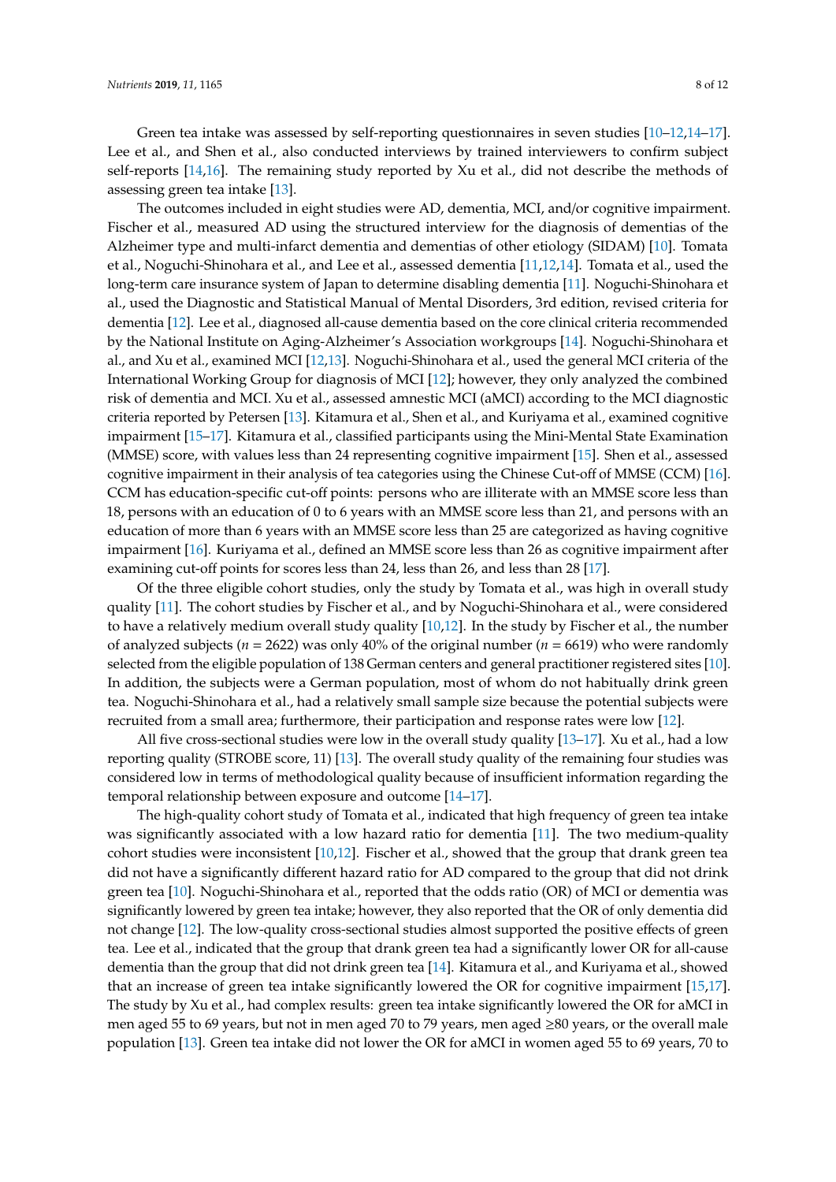Green tea intake was assessed by self-reporting questionnaires in seven studies [10–12,14–17]. Lee et al., and Shen et al., also conducted interviews by trained interviewers to confirm subject self-reports [14,16]. The remaining study reported by Xu et al., did not describe the methods of assessing green tea intake [13].

The outcomes included in eight studies were AD, dementia, MCI, and/or cognitive impairment. Fischer et al., measured AD using the structured interview for the diagnosis of dementias of the Alzheimer type and multi-infarct dementia and dementias of other etiology (SIDAM) [10]. Tomata et al., Noguchi-Shinohara et al., and Lee et al., assessed dementia [11,12,14]. Tomata et al., used the long-term care insurance system of Japan to determine disabling dementia [11]. Noguchi-Shinohara et al., used the Diagnostic and Statistical Manual of Mental Disorders, 3rd edition, revised criteria for dementia [12]. Lee et al., diagnosed all-cause dementia based on the core clinical criteria recommended by the National Institute on Aging-Alzheimer's Association workgroups [14]. Noguchi-Shinohara et al., and Xu et al., examined MCI [12,13]. Noguchi-Shinohara et al., used the general MCI criteria of the International Working Group for diagnosis of MCI [12]; however, they only analyzed the combined risk of dementia and MCI. Xu et al., assessed amnestic MCI (aMCI) according to the MCI diagnostic criteria reported by Petersen [13]. Kitamura et al., Shen et al., and Kuriyama et al., examined cognitive impairment [15–17]. Kitamura et al., classified participants using the Mini-Mental State Examination (MMSE) score, with values less than 24 representing cognitive impairment [15]. Shen et al., assessed cognitive impairment in their analysis of tea categories using the Chinese Cut-off of MMSE (CCM) [16]. CCM has education-specific cut-off points: persons who are illiterate with an MMSE score less than 18, persons with an education of 0 to 6 years with an MMSE score less than 21, and persons with an education of more than 6 years with an MMSE score less than 25 are categorized as having cognitive impairment [16]. Kuriyama et al., defined an MMSE score less than 26 as cognitive impairment after examining cut-off points for scores less than 24, less than 26, and less than 28 [17].

Of the three eligible cohort studies, only the study by Tomata et al., was high in overall study quality [11]. The cohort studies by Fischer et al., and by Noguchi-Shinohara et al., were considered to have a relatively medium overall study quality [10,12]. In the study by Fischer et al., the number of analyzed subjects ($n$ = 2622) was only 40% of the original number ($n$ = 6619) who were randomly selected from the eligible population of 138 German centers and general practitioner registered sites [10]. In addition, the subjects were a German population, most of whom do not habitually drink green tea. Noguchi-Shinohara et al., had a relatively small sample size because the potential subjects were recruited from a small area; furthermore, their participation and response rates were low [12].

All five cross-sectional studies were low in the overall study quality [13–17]. Xu et al., had a low reporting quality (STROBE score, 11) [13]. The overall study quality of the remaining four studies was considered low in terms of methodological quality because of insufficient information regarding the temporal relationship between exposure and outcome [14–17].

The high-quality cohort study of Tomata et al., indicated that high frequency of green tea intake was significantly associated with a low hazard ratio for dementia [11]. The two medium-quality cohort studies were inconsistent [10,12]. Fischer et al., showed that the group that drank green tea did not have a significantly different hazard ratio for AD compared to the group that did not drink green tea [10]. Noguchi-Shinohara et al., reported that the odds ratio (OR) of MCI or dementia was significantly lowered by green tea intake; however, they also reported that the OR of only dementia did not change [12]. The low-quality cross-sectional studies almost supported the positive effects of green tea. Lee et al., indicated that the group that drank green tea had a significantly lower OR for all-cause dementia than the group that did not drink green tea [14]. Kitamura et al., and Kuriyama et al., showed that an increase of green tea intake significantly lowered the OR for cognitive impairment [15,17]. The study by Xu et al., had complex results: green tea intake significantly lowered the OR for aMCI in men aged 55 to 69 years, but not in men aged 70 to 79 years, men aged ≥80 years, or the overall male population [13]. Green tea intake did not lower the OR for aMCI in women aged 55 to 69 years, 70 to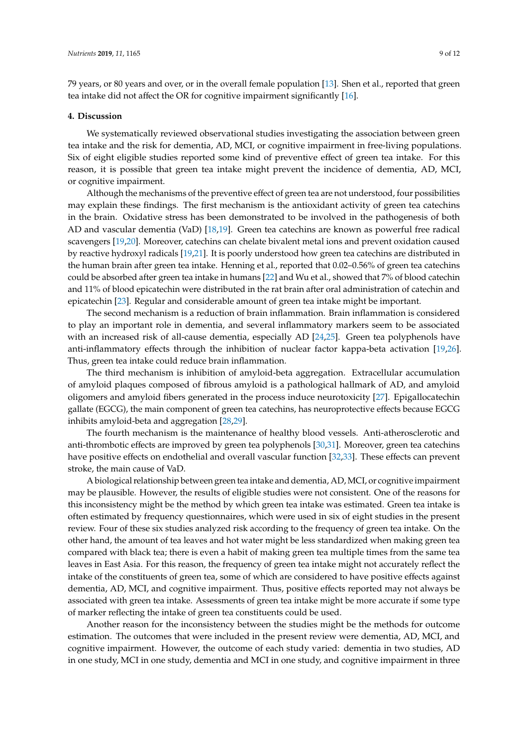79 years, or 80 years and over, or in the overall female population [13]. Shen et al., reported that green tea intake did not affect the OR for cognitive impairment significantly [16].

## 4. Discussion

We systematically reviewed observational studies investigating the association between green tea intake and the risk for dementia, AD, MCI, or cognitive impairment in free-living populations. Six of eight eligible studies reported some kind of preventive effect of green tea intake. For this reason, it is possible that green tea intake might prevent the incidence of dementia, AD, MCI, or cognitive impairment.

Although the mechanisms of the preventive effect of green tea are not understood, four possibilities may explain these findings. The first mechanism is the antioxidant activity of green tea catechins in the brain. Oxidative stress has been demonstrated to be involved in the pathogenesis of both AD and vascular dementia (VaD) [18,19]. Green tea catechins are known as powerful free radical scavengers [19,20]. Moreover, catechins can chelate bivalent metal ions and prevent oxidation caused by reactive hydroxyl radicals [19,21]. It is poorly understood how green tea catechins are distributed in the human brain after green tea intake. Henning et al., reported that 0.02–0.56% of green tea catechins could be absorbed after green tea intake in humans [22] and Wu et al., showed that 7% of blood catechin and 11% of blood epicatechin were distributed in the rat brain after oral administration of catechin and epicatechin [23]. Regular and considerable amount of green tea intake might be important.

The second mechanism is a reduction of brain inflammation. Brain inflammation is considered to play an important role in dementia, and several inflammatory markers seem to be associated with an increased risk of all-cause dementia, especially AD [24,25]. Green tea polyphenols have anti-inflammatory effects through the inhibition of nuclear factor kappa-beta activation [19,26]. Thus, green tea intake could reduce brain inflammation.

The third mechanism is inhibition of amyloid-beta aggregation. Extracellular accumulation of amyloid plaques composed of fibrous amyloid is a pathological hallmark of AD, and amyloid oligomers and amyloid fibers generated in the process induce neurotoxicity [27]. Epigallocatechin gallate (EGCG), the main component of green tea catechins, has neuroprotective effects because EGCG inhibits amyloid-beta and aggregation [28,29].

The fourth mechanism is the maintenance of healthy blood vessels. Anti-atherosclerotic and anti-thrombotic effects are improved by green tea polyphenols [30,31]. Moreover, green tea catechins have positive effects on endothelial and overall vascular function [32,33]. These effects can prevent stroke, the main cause of VaD.

A biological relationship between green tea intake and dementia, AD, MCI, or cognitive impairment may be plausible. However, the results of eligible studies were not consistent. One of the reasons for this inconsistency might be the method by which green tea intake was estimated. Green tea intake is often estimated by frequency questionnaires, which were used in six of eight studies in the present review. Four of these six studies analyzed risk according to the frequency of green tea intake. On the other hand, the amount of tea leaves and hot water might be less standardized when making green tea compared with black tea; there is even a habit of making green tea multiple times from the same tea leaves in East Asia. For this reason, the frequency of green tea intake might not accurately reflect the intake of the constituents of green tea, some of which are considered to have positive effects against dementia, AD, MCI, and cognitive impairment. Thus, positive effects reported may not always be associated with green tea intake. Assessments of green tea intake might be more accurate if some type of marker reflecting the intake of green tea constituents could be used.

Another reason for the inconsistency between the studies might be the methods for outcome estimation. The outcomes that were included in the present review were dementia, AD, MCI, and cognitive impairment. However, the outcome of each study varied: dementia in two studies, AD in one study, MCI in one study, dementia and MCI in one study, and cognitive impairment in three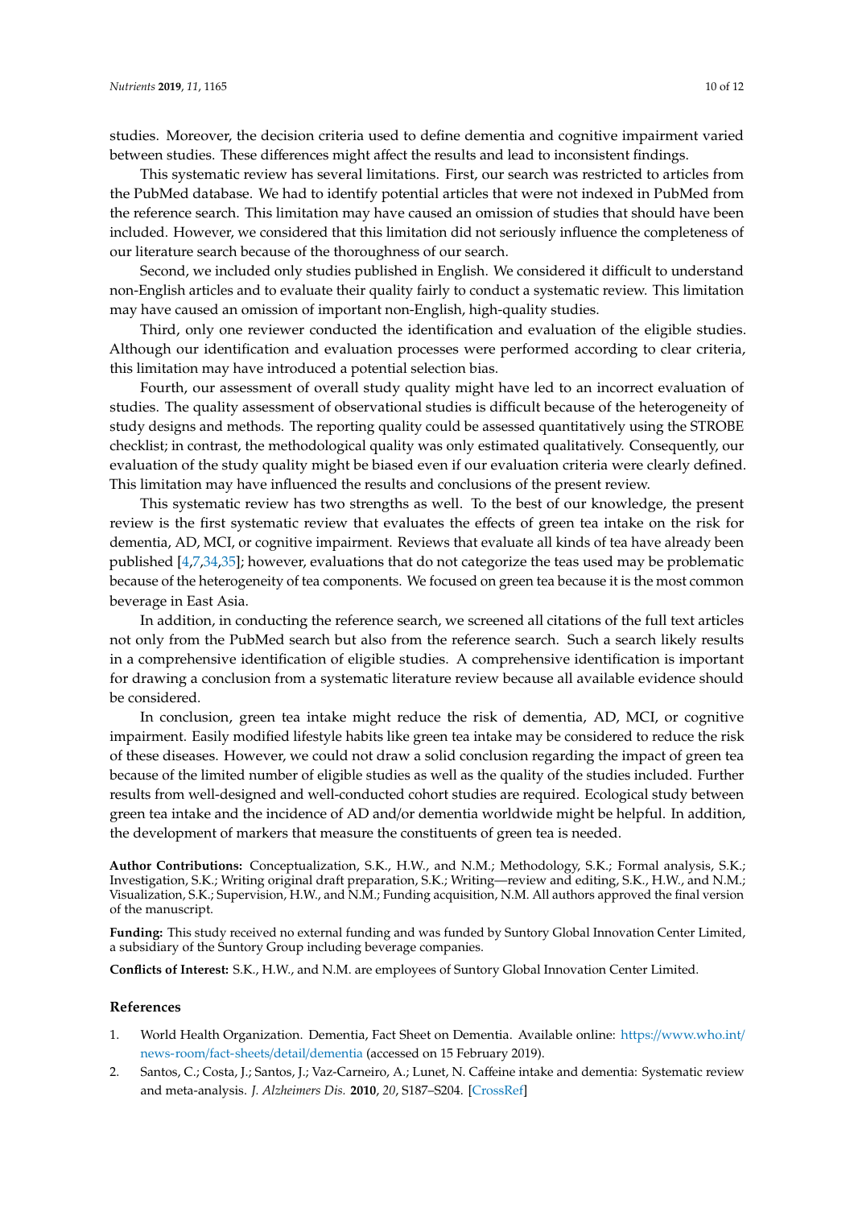studies. Moreover, the decision criteria used to define dementia and cognitive impairment varied between studies. These differences might affect the results and lead to inconsistent findings.

This systematic review has several limitations. First, our search was restricted to articles from the PubMed database. We had to identify potential articles that were not indexed in PubMed from the reference search. This limitation may have caused an omission of studies that should have been included. However, we considered that this limitation did not seriously influence the completeness of our literature search because of the thoroughness of our search.

Second, we included only studies published in English. We considered it difficult to understand non-English articles and to evaluate their quality fairly to conduct a systematic review. This limitation may have caused an omission of important non-English, high-quality studies.

Third, only one reviewer conducted the identification and evaluation of the eligible studies. Although our identification and evaluation processes were performed according to clear criteria, this limitation may have introduced a potential selection bias.

Fourth, our assessment of overall study quality might have led to an incorrect evaluation of studies. The quality assessment of observational studies is difficult because of the heterogeneity of study designs and methods. The reporting quality could be assessed quantitatively using the STROBE checklist; in contrast, the methodological quality was only estimated qualitatively. Consequently, our evaluation of the study quality might be biased even if our evaluation criteria were clearly defined. This limitation may have influenced the results and conclusions of the present review.

This systematic review has two strengths as well. To the best of our knowledge, the present review is the first systematic review that evaluates the effects of green tea intake on the risk for dementia, AD, MCI, or cognitive impairment. Reviews that evaluate all kinds of tea have already been published [4,7,34,35]; however, evaluations that do not categorize the teas used may be problematic because of the heterogeneity of tea components. We focused on green tea because it is the most common beverage in East Asia.

In addition, in conducting the reference search, we screened all citations of the full text articles not only from the PubMed search but also from the reference search. Such a search likely results in a comprehensive identification of eligible studies. A comprehensive identification is important for drawing a conclusion from a systematic literature review because all available evidence should be considered.

In conclusion, green tea intake might reduce the risk of dementia, AD, MCI, or cognitive impairment. Easily modified lifestyle habits like green tea intake may be considered to reduce the risk of these diseases. However, we could not draw a solid conclusion regarding the impact of green tea because of the limited number of eligible studies as well as the quality of the studies included. Further results from well-designed and well-conducted cohort studies are required. Ecological study between green tea intake and the incidence of AD and/or dementia worldwide might be helpful. In addition, the development of markers that measure the constituents of green tea is needed.

**Author Contributions:** Conceptualization, S.K., H.W., and N.M.; Methodology, S.K.; Formal analysis, S.K.; Investigation, S.K.; Writing original draft preparation, S.K.; Writing—review and editing, S.K., H.W., and N.M.; Visualization, S.K.; Supervision, H.W., and N.M.; Funding acquisition, N.M. All authors approved the final version of the manuscript.

**Funding:** This study received no external funding and was funded by Suntory Global Innovation Center Limited, a subsidiary of the Suntory Group including beverage companies.

**Conflicts of Interest:** S.K., H.W., and N.M. are employees of Suntory Global Innovation Center Limited.

## References

1. World Health Organization. Dementia, Fact Sheet on Dementia. Available online: https://www.who.int/news-room/fact-sheets/detail/dementia (accessed on 15 February 2019).
2. Santos, C.; Costa, J.; Santos, J.; Vaz-Carneiro, A.; Lunet, N. Caffeine intake and dementia: Systematic review and meta-analysis. *J. Alzheimers Dis.* **2010**, *20*, S187–S204. [CrossRef]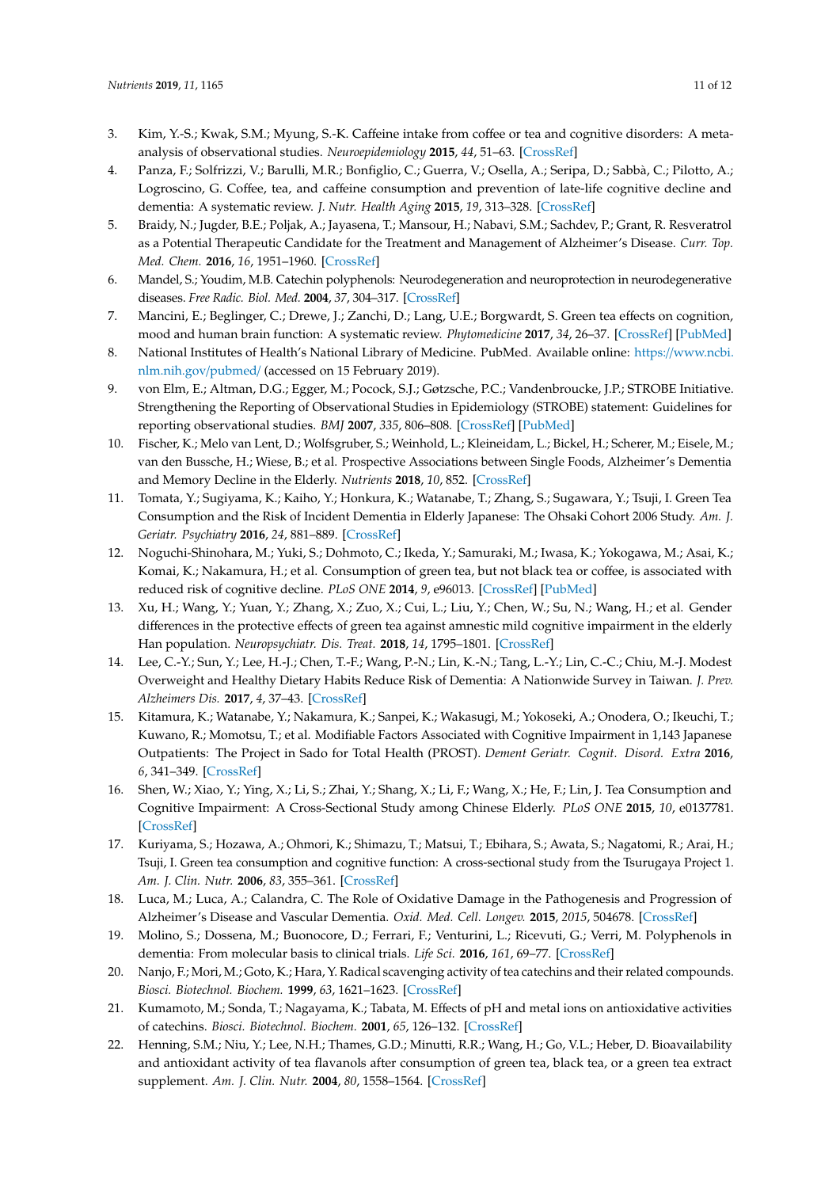3. Kim, Y.-S.; Kwak, S.M.; Myung, S.-K. Caffeine intake from coffee or tea and cognitive disorders: A meta-analysis of observational studies. *Neuroepidemiology* **2015**, *44*, 51–63. [CrossRef]
4. Panza, F.; Solfrizzi, V.; Barulli, M.R.; Bonfiglio, C.; Guerra, V.; Osella, A.; Seripa, D.; Sabbà, C.; Pilotto, A.; Logroscino, G. Coffee, tea, and caffeine consumption and prevention of late-life cognitive decline and dementia: A systematic review. *J. Nutr. Health Aging* **2015**, *19*, 313–328. [CrossRef]
5. Braidy, N.; Jugder, B.E.; Poljak, A.; Jayasena, T.; Mansour, H.; Nabavi, S.M.; Sachdev, P.; Grant, R. Resveratrol as a Potential Therapeutic Candidate for the Treatment and Management of Alzheimer's Disease. *Curr. Top. Med. Chem.* **2016**, *16*, 1951–1960. [CrossRef]
6. Mandel, S.; Youdim, M.B. Catechin polyphenols: Neurodegeneration and neuroprotection in neurodegenerative diseases. *Free Radic. Biol. Med.* **2004**, *37*, 304–317. [CrossRef]
7. Mancini, E.; Beglinger, C.; Drewe, J.; Zanchi, D.; Lang, U.E.; Borgwardt, S. Green tea effects on cognition, mood and human brain function: A systematic review. *Phytomedicine* **2017**, *34*, 26–37. [CrossRef] [PubMed]
8. National Institutes of Health's National Library of Medicine. PubMed. Available online: https://www.ncbi.nlm.nih.gov/pubmed/ (accessed on 15 February 2019).
9. von Elm, E.; Altman, D.G.; Egger, M.; Pocock, S.J.; Gøtzsche, P.C.; Vandenbroucke, J.P.; STROBE Initiative. Strengthening the Reporting of Observational Studies in Epidemiology (STROBE) statement: Guidelines for reporting observational studies. *BMJ* **2007**, *335*, 806–808. [CrossRef] [PubMed]
10. Fischer, K.; Melo van Lent, D.; Wolfsgruber, S.; Weinhold, L.; Kleineidam, L.; Bickel, H.; Scherer, M.; Eisele, M.; van den Bussche, H.; Wiese, B.; et al. Prospective Associations between Single Foods, Alzheimer's Dementia and Memory Decline in the Elderly. *Nutrients* **2018**, *10*, 852. [CrossRef]
11. Tomata, Y.; Sugiyama, K.; Kaiho, Y.; Honkura, K.; Watanabe, T.; Zhang, S.; Sugawara, Y.; Tsuji, I. Green Tea Consumption and the Risk of Incident Dementia in Elderly Japanese: The Ohsaki Cohort 2006 Study. *Am. J. Geriatr. Psychiatry* **2016**, *24*, 881–889. [CrossRef]
12. Noguchi-Shinohara, M.; Yuki, S.; Dohmoto, C.; Ikeda, Y.; Samuraki, M.; Iwasa, K.; Yokogawa, M.; Asai, K.; Komai, K.; Nakamura, H.; et al. Consumption of green tea, but not black tea or coffee, is associated with reduced risk of cognitive decline. *PLoS ONE* **2014**, *9*, e96013. [CrossRef] [PubMed]
13. Xu, H.; Wang, Y.; Yuan, Y.; Zhang, X.; Zuo, X.; Cui, L.; Liu, Y.; Chen, W.; Su, N.; Wang, H.; et al. Gender differences in the protective effects of green tea against amnestic mild cognitive impairment in the elderly Han population. *Neuropsychiatr. Dis. Treat.* **2018**, *14*, 1795–1801. [CrossRef]
14. Lee, C.-Y.; Sun, Y.; Lee, H.-J.; Chen, T.-F.; Wang, P.-N.; Lin, K.-N.; Tang, L.-Y.; Lin, C.-C.; Chiu, M.-J. Modest Overweight and Healthy Dietary Habits Reduce Risk of Dementia: A Nationwide Survey in Taiwan. *J. Prev. Alzheimers Dis.* **2017**, *4*, 37–43. [CrossRef]
15. Kitamura, K.; Watanabe, Y.; Nakamura, K.; Sanpei, K.; Wakasugi, M.; Yokoseki, A.; Onodera, O.; Ikeuchi, T.; Kuwano, R.; Momotsu, T.; et al. Modifiable Factors Associated with Cognitive Impairment in 1,143 Japanese Outpatients: The Project in Sado for Total Health (PROST). *Dement Geriatr. Cognit. Disord. Extra* **2016**, *6*, 341–349. [CrossRef]
16. Shen, W.; Xiao, Y.; Ying, X.; Li, S.; Zhai, Y.; Shang, X.; Li, F.; Wang, X.; He, F.; Lin, J. Tea Consumption and Cognitive Impairment: A Cross-Sectional Study among Chinese Elderly. *PLoS ONE* **2015**, *10*, e0137781. [CrossRef]
17. Kuriyama, S.; Hozawa, A.; Ohmori, K.; Shimazu, T.; Matsui, T.; Ebihara, S.; Awata, S.; Nagatomi, R.; Arai, H.; Tsuji, I. Green tea consumption and cognitive function: A cross-sectional study from the Tsurugaya Project 1. *Am. J. Clin. Nutr.* **2006**, *83*, 355–361. [CrossRef]
18. Luca, M.; Luca, A.; Calandra, C. The Role of Oxidative Damage in the Pathogenesis and Progression of Alzheimer's Disease and Vascular Dementia. *Oxid. Med. Cell. Longev.* **2015**, *2015*, 504678. [CrossRef]
19. Molino, S.; Dossena, M.; Buonocore, D.; Ferrari, F.; Venturini, L.; Ricevuti, G.; Verri, M. Polyphenols in dementia: From molecular basis to clinical trials. *Life Sci.* **2016**, *161*, 69–77. [CrossRef]
20. Nanjo, F.; Mori, M.; Goto, K.; Hara, Y. Radical scavenging activity of tea catechins and their related compounds. *Biosci. Biotechnol. Biochem.* **1999**, *63*, 1621–1623. [CrossRef]
21. Kumamoto, M.; Sonda, T.; Nagayama, K.; Tabata, M. Effects of pH and metal ions on antioxidative activities of catechins. *Biosci. Biotechnol. Biochem.* **2001**, *65*, 126–132. [CrossRef]
22. Henning, S.M.; Niu, Y.; Lee, N.H.; Thames, G.D.; Minutti, R.R.; Wang, H.; Go, V.L.; Heber, D. Bioavailability and antioxidant activity of tea flavanols after consumption of green tea, black tea, or a green tea extract supplement. *Am. J. Clin. Nutr.* **2004**, *80*, 1558–1564. [CrossRef]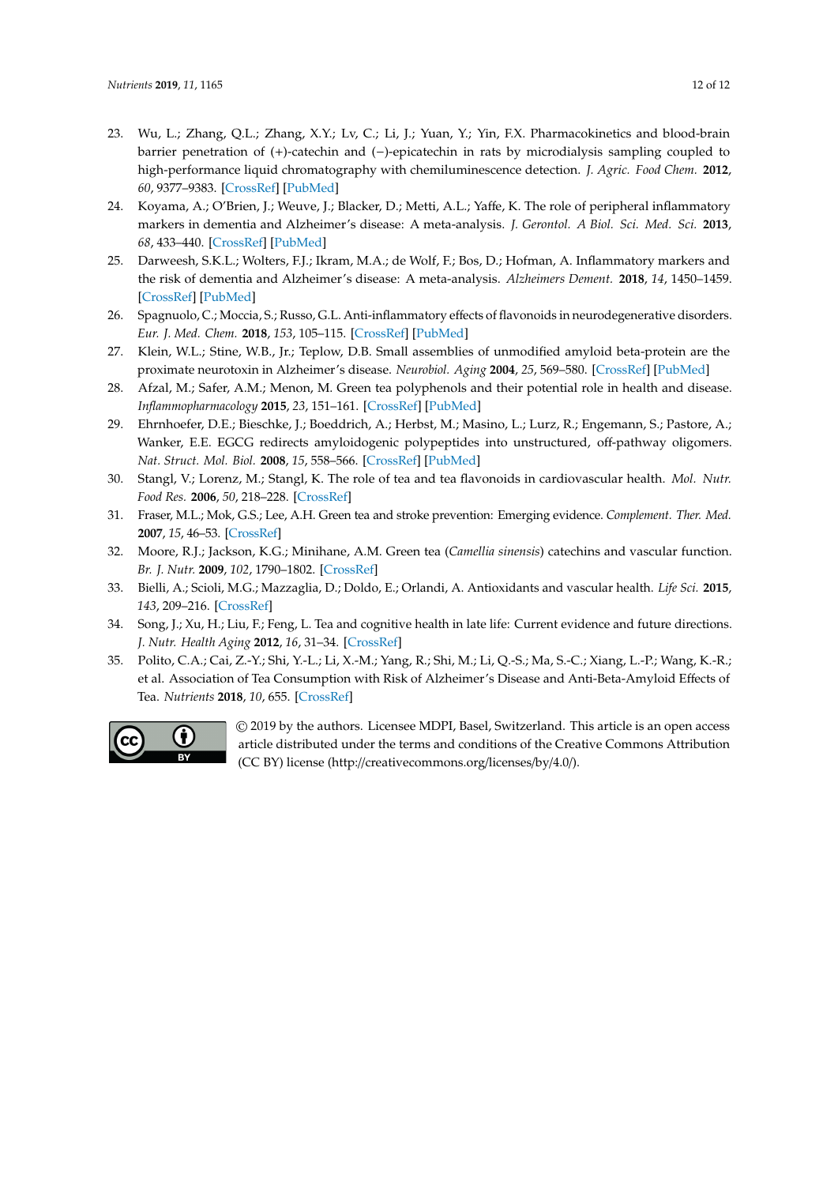23. Wu, L.; Zhang, Q.L.; Zhang, X.Y.; Lv, C.; Li, J.; Yuan, Y.; Yin, F.X. Pharmacokinetics and blood-brain barrier penetration of (+)-catechin and (−)-epicatechin in rats by microdialysis sampling coupled to high-performance liquid chromatography with chemiluminescence detection. *J. Agric. Food Chem.* **2012**, *60*, 9377–9383. [CrossRef] [PubMed]
24. Koyama, A.; O'Brien, J.; Weuve, J.; Blacker, D.; Metti, A.L.; Yaffe, K. The role of peripheral inflammatory markers in dementia and Alzheimer's disease: A meta-analysis. *J. Gerontol. A Biol. Sci. Med. Sci.* **2013**, *68*, 433–440. [CrossRef] [PubMed]
25. Darweesh, S.K.L.; Wolters, F.J.; Ikram, M.A.; de Wolf, F.; Bos, D.; Hofman, A. Inflammatory markers and the risk of dementia and Alzheimer's disease: A meta-analysis. *Alzheimers Dement.* **2018**, *14*, 1450–1459. [CrossRef] [PubMed]
26. Spagnuolo, C.; Moccia, S.; Russo, G.L. Anti-inflammatory effects of flavonoids in neurodegenerative disorders. *Eur. J. Med. Chem.* **2018**, *153*, 105–115. [CrossRef] [PubMed]
27. Klein, W.L.; Stine, W.B., Jr.; Teplow, D.B. Small assemblies of unmodified amyloid beta-protein are the proximate neurotoxin in Alzheimer's disease. *Neurobiol. Aging* **2004**, *25*, 569–580. [CrossRef] [PubMed]
28. Afzal, M.; Safer, A.M.; Menon, M. Green tea polyphenols and their potential role in health and disease. *Inflammopharmacology* **2015**, *23*, 151–161. [CrossRef] [PubMed]
29. Ehrnhoefer, D.E.; Bieschke, J.; Boeddrich, A.; Herbst, M.; Masino, L.; Lurz, R.; Engemann, S.; Pastore, A.; Wanker, E.E. EGCG redirects amyloidogenic polypeptides into unstructured, off-pathway oligomers. *Nat. Struct. Mol. Biol.* **2008**, *15*, 558–566. [CrossRef] [PubMed]
30. Stangl, V.; Lorenz, M.; Stangl, K. The role of tea and tea flavonoids in cardiovascular health. *Mol. Nutr. Food Res.* **2006**, *50*, 218–228. [CrossRef]
31. Fraser, M.L.; Mok, G.S.; Lee, A.H. Green tea and stroke prevention: Emerging evidence. *Complement. Ther. Med.* **2007**, *15*, 46–53. [CrossRef]
32. Moore, R.J.; Jackson, K.G.; Minihane, A.M. Green tea (*Camellia sinensis*) catechins and vascular function. *Br. J. Nutr.* **2009**, *102*, 1790–1802. [CrossRef]
33. Bielli, A.; Scioli, M.G.; Mazzaglia, D.; Doldo, E.; Orlandi, A. Antioxidants and vascular health. *Life Sci.* **2015**, *143*, 209–216. [CrossRef]
34. Song, J.; Xu, H.; Liu, F.; Feng, L. Tea and cognitive health in late life: Current evidence and future directions. *J. Nutr. Health Aging* **2012**, *16*, 31–34. [CrossRef]
35. Polito, C.A.; Cai, Z.-Y.; Shi, Y.-L.; Li, X.-M.; Yang, R.; Shi, M.; Li, Q.-S.; Ma, S.-C.; Xiang, L.-P.; Wang, K.-R.; et al. Association of Tea Consumption with Risk of Alzheimer's Disease and Anti-Beta-Amyloid Effects of Tea. *Nutrients* **2018**, *10*, 655. [CrossRef]

© 2019 by the authors. Licensee MDPI, Basel, Switzerland. This article is an open access article distributed under the terms and conditions of the Creative Commons Attribution (CC BY) license (http://creativecommons.org/licenses/by/4.0/).